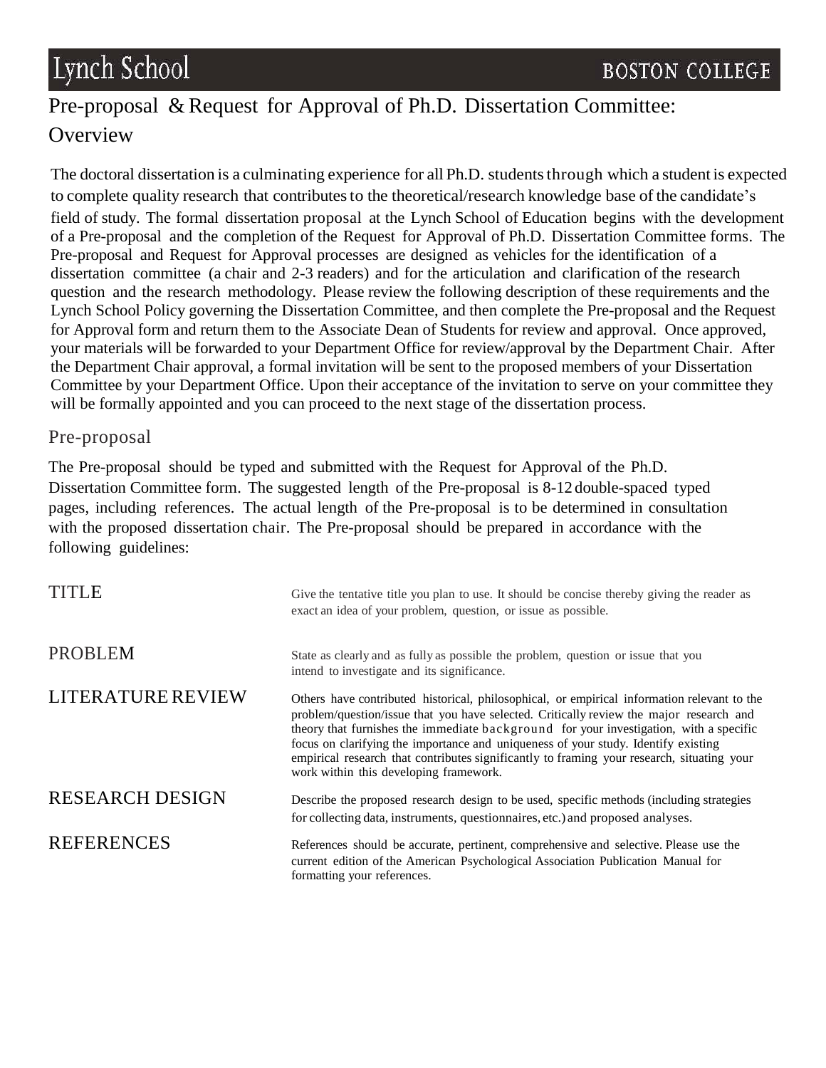Lynch School BOSTON COLLEGE

# Pre-proposal & Request for Approval of Ph.D. Dissertation Committee: Overview

The doctoral dissertation is a culminating experience for all Ph.D. students through which a student is expected to complete quality research that contributes to the theoretical/research knowledge base of the candidate's field of study. The formal dissertation proposal at the Lynch School of Education begins with the development of a Pre-proposal and the completion of the Request for Approval of Ph.D. Dissertation Committee forms. The Pre-proposal and Request for Approval processes are designed as vehicles for the identification of a dissertation committee (a chair and 2-3 readers) and for the articulation and clarification of the research question and the research methodology. Please review the following description of these requirements and the Lynch School Policy governing the Dissertation Committee, and then complete the Pre-proposal and the Request for Approval form and return them to the Associate Dean of Students for review and approval. Once approved, your materials will be forwarded to your Department Office for review/approval by the Department Chair. After the Department Chair approval, a formal invitation will be sent to the proposed members of your Dissertation Committee by your Department Office. Upon their acceptance of the invitation to serve on your committee they will be formally appointed and you can proceed to the next stage of the dissertation process.

## Pre-proposal

The Pre-proposal should be typed and submitted with the Request for Approval of the Ph.D. Dissertation Committee form. The suggested length of the Pre-proposal is 8-12 double-spaced typed pages, including references. The actual length of the Pre-proposal is to be determined in consultation with the proposed dissertation chair. The Pre-proposal should be prepared in accordance with the following guidelines:

| | |
|---|---|
| TITLE | Give the tentative title you plan to use. It should be concise thereby giving the reader as exact an idea of your problem, question, or issue as possible. |
| PROBLEM | State as clearly and as fully as possible the problem, question or issue that you intend to investigate and its significance. |
| LITERATURE REVIEW | Others have contributed historical, philosophical, or empirical information relevant to the problem/question/issue that you have selected. Critically review the major research and theory that furnishes the immediate background for your investigation, with a specific focus on clarifying the importance and uniqueness of your study. Identify existing empirical research that contributes significantly to framing your research, situating your work within this developing framework. |
| RESEARCH DESIGN | Describe the proposed research design to be used, specific methods (including strategies for collecting data, instruments, questionnaires, etc.) and proposed analyses. |
| REFERENCES | References should be accurate, pertinent, comprehensive and selective. Please use the current edition of the American Psychological Association Publication Manual for formatting your references. |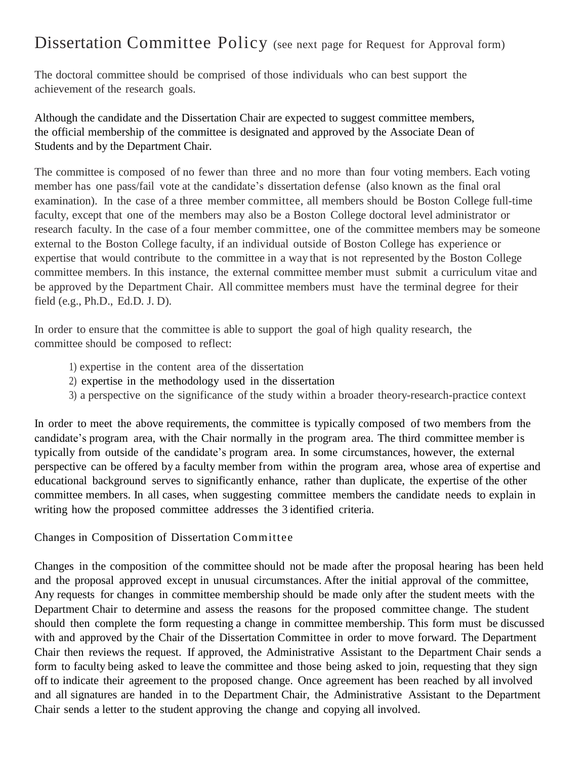# Dissertation Committee Policy (see next page for Request for Approval form)

The doctoral committee should be comprised of those individuals who can best support the achievement of the research goals.

Although the candidate and the Dissertation Chair are expected to suggest committee members, the official membership of the committee is designated and approved by the Associate Dean of Students and by the Department Chair.

The committee is composed of no fewer than three and no more than four voting members. Each voting member has one pass/fail vote at the candidate's dissertation defense (also known as the final oral examination). In the case of a three member committee, all members should be Boston College full-time faculty, except that one of the members may also be a Boston College doctoral level administrator or research faculty. In the case of a four member committee, one of the committee members may be someone external to the Boston College faculty, if an individual outside of Boston College has experience or expertise that would contribute to the committee in a way that is not represented by the Boston College committee members. In this instance, the external committee member must submit a curriculum vitae and be approved by the Department Chair. All committee members must have the terminal degree for their field (e.g., Ph.D., Ed.D. J. D).

In order to ensure that the committee is able to support the goal of high quality research, the committee should be composed to reflect:

1) expertise in the content area of the dissertation
2) expertise in the methodology used in the dissertation
3) a perspective on the significance of the study within a broader theory-research-practice context

In order to meet the above requirements, the committee is typically composed of two members from the candidate's program area, with the Chair normally in the program area. The third committee member is typically from outside of the candidate's program area. In some circumstances, however, the external perspective can be offered by a faculty member from within the program area, whose area of expertise and educational background serves to significantly enhance, rather than duplicate, the expertise of the other committee members. In all cases, when suggesting committee members the candidate needs to explain in writing how the proposed committee addresses the 3 identified criteria.

## Changes in Composition of Dissertation Committee

Changes in the composition of the committee should not be made after the proposal hearing has been held and the proposal approved except in unusual circumstances. After the initial approval of the committee, Any requests for changes in committee membership should be made only after the student meets with the Department Chair to determine and assess the reasons for the proposed committee change. The student should then complete the form requesting a change in committee membership. This form must be discussed with and approved by the Chair of the Dissertation Committee in order to move forward. The Department Chair then reviews the request. If approved, the Administrative Assistant to the Department Chair sends a form to faculty being asked to leave the committee and those being asked to join, requesting that they sign off to indicate their agreement to the proposed change. Once agreement has been reached by all involved and all signatures are handed in to the Department Chair, the Administrative Assistant to the Department Chair sends a letter to the student approving the change and copying all involved.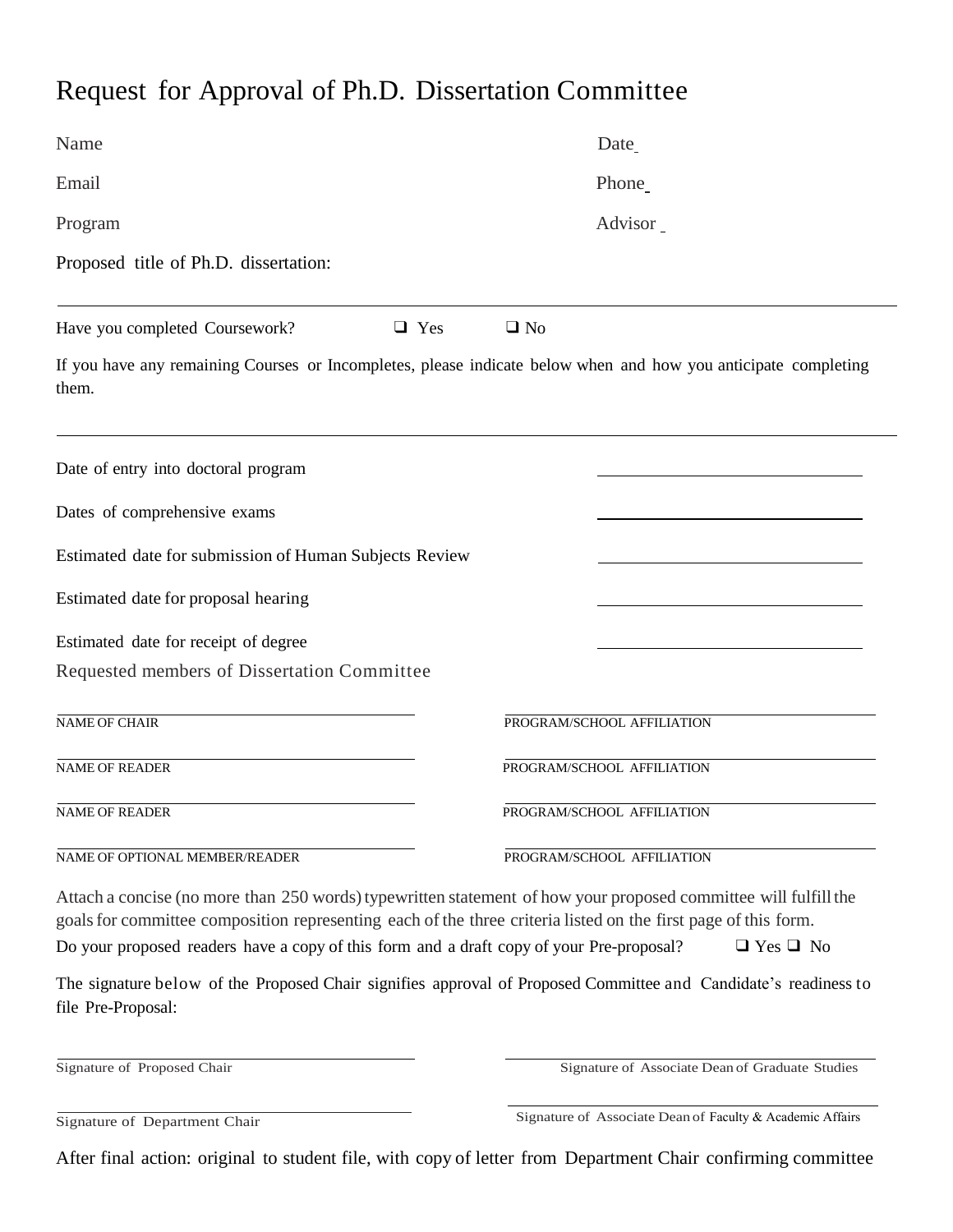# Request for Approval of Ph.D. Dissertation Committee

Name Date

Email Phone

Program Advisor

Proposed title of Ph.D. dissertation:

---

Have you completed Coursework? ❑ Yes ❑ No

If you have any remaining Courses or Incompletes, please indicate below when and how you anticipate completing them.

---

Date of entry into doctoral program ____________________

Dates of comprehensive exams ____________________

Estimated date for submission of Human Subjects Review ____________________

Estimated date for proposal hearing ____________________

Estimated date for receipt of degree ____________________

Requested members of Dissertation Committee

| | |
|---|---|
| NAME OF CHAIR | PROGRAM/SCHOOL AFFILIATION |
| NAME OF READER | PROGRAM/SCHOOL AFFILIATION |
| NAME OF READER | PROGRAM/SCHOOL AFFILIATION |
| NAME OF OPTIONAL MEMBER/READER | PROGRAM/SCHOOL AFFILIATION |

Attach a concise (no more than 250 words) typewritten statement of how your proposed committee will fulfill the goals for committee composition representing each of the three criteria listed on the first page of this form.

Do your proposed readers have a copy of this form and a draft copy of your Pre-proposal? ❑ Yes ❑ No

The signature below of the Proposed Chair signifies approval of Proposed Committee and Candidate's readiness to file Pre-Proposal:

| | |
|---|---|
| Signature of Proposed Chair | Signature of Associate Dean of Graduate Studies |
| Signature of Department Chair | Signature of Associate Dean of Faculty & Academic Affairs |

After final action: original to student file, with copy of letter from Department Chair confirming committee